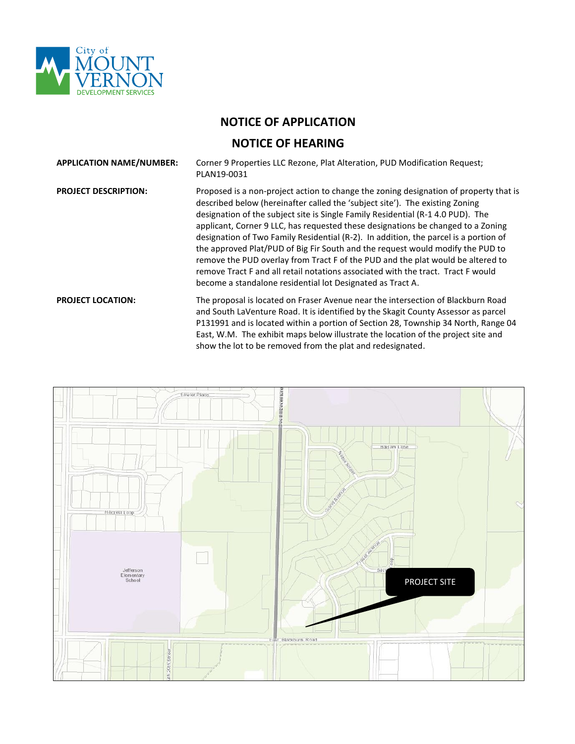City of MOUNT VERNON DEVELOPMENT SERVICES

# NOTICE OF APPLICATION

# NOTICE OF HEARING

**APPLICATION NAME/NUMBER:** Corner 9 Properties LLC Rezone, Plat Alteration, PUD Modification Request; PLAN19-0031

**PROJECT DESCRIPTION:** Proposed is a non-project action to change the zoning designation of property that is described below (hereinafter called the 'subject site'). The existing Zoning designation of the subject site is Single Family Residential (R-1 4.0 PUD). The applicant, Corner 9 LLC, has requested these designations be changed to a Zoning designation of Two Family Residential (R-2). In addition, the parcel is a portion of the approved Plat/PUD of Big Fir South and the request would modify the PUD to remove the PUD overlay from Tract F of the PUD and the plat would be altered to remove Tract F and all retail notations associated with the tract. Tract F would become a standalone residential lot Designated as Tract A.

**PROJECT LOCATION:** The proposal is located on Fraser Avenue near the intersection of Blackburn Road and South LaVenture Road. It is identified by the Skagit County Assessor as parcel P131991 and is located within a portion of Section 28, Township 34 North, Range 04 East, W.M. The exhibit maps below illustrate the location of the project site and show the lot to be removed from the plat and redesignated.

PROJECT SITE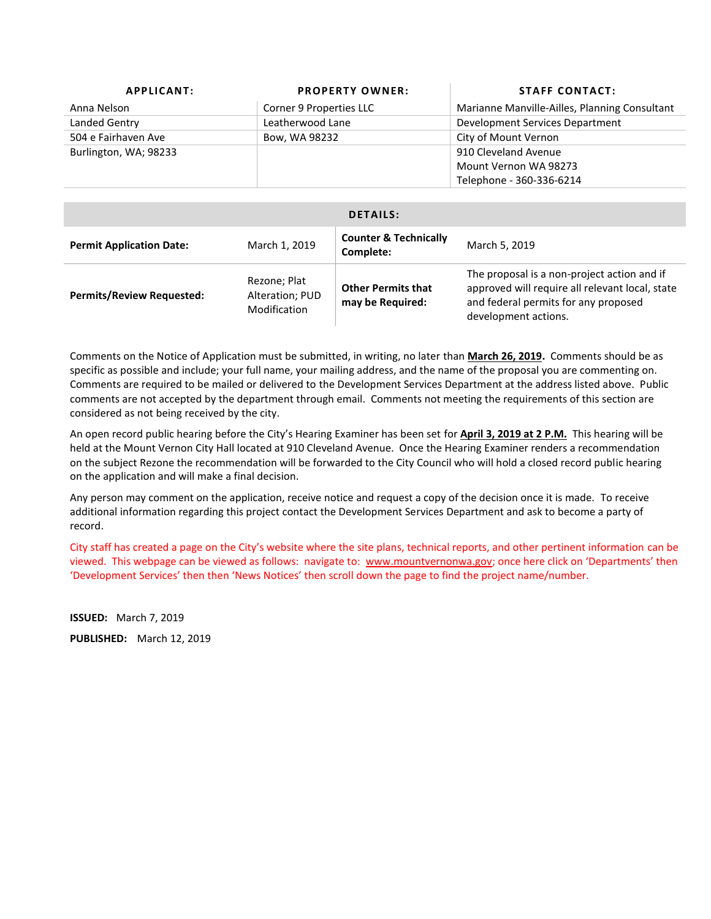| APPLICANT: | PROPERTY OWNER: | STAFF CONTACT: |
|---|---|---|
| Anna Nelson | Corner 9 Properties LLC | Marianne Manville-Ailles, Planning Consultant |
| Landed Gentry | Leatherwood Lane | Development Services Department |
| 504 e Fairhaven Ave | Bow, WA 98232 | City of Mount Vernon |
| Burlington, WA; 98233 | | 910 Cleveland Avenue<br>Mount Vernon WA 98273<br>Telephone - 360-336-6214 |

| DETAILS: | | | |
|---|---|---|---|
| **Permit Application Date:** | March 1, 2019 | **Counter & Technically Complete:** | March 5, 2019 |
| **Permits/Review Requested:** | Rezone; Plat Alteration; PUD Modification | **Other Permits that may be Required:** | The proposal is a non-project action and if approved will require all relevant local, state and federal permits for any proposed development actions. |

Comments on the Notice of Application must be submitted, in writing, no later than **March 26, 2019**. Comments should be as specific as possible and include; your full name, your mailing address, and the name of the proposal you are commenting on. Comments are required to be mailed or delivered to the Development Services Department at the address listed above. Public comments are not accepted by the department through email. Comments not meeting the requirements of this section are considered as not being received by the city.

An open record public hearing before the City's Hearing Examiner has been set for **April 3, 2019 at 2 P.M.** This hearing will be held at the Mount Vernon City Hall located at 910 Cleveland Avenue. Once the Hearing Examiner renders a recommendation on the subject Rezone the recommendation will be forwarded to the City Council who will hold a closed record public hearing on the application and will make a final decision.

Any person may comment on the application, receive notice and request a copy of the decision once it is made. To receive additional information regarding this project contact the Development Services Department and ask to become a party of record.

City staff has created a page on the City's website where the site plans, technical reports, and other pertinent information can be viewed. This webpage can be viewed as follows: navigate to: www.mountvernonwa.gov; once here click on 'Departments' then 'Development Services' then then 'News Notices' then scroll down the page to find the project name/number.

**ISSUED:** March 7, 2019

**PUBLISHED:** March 12, 2019